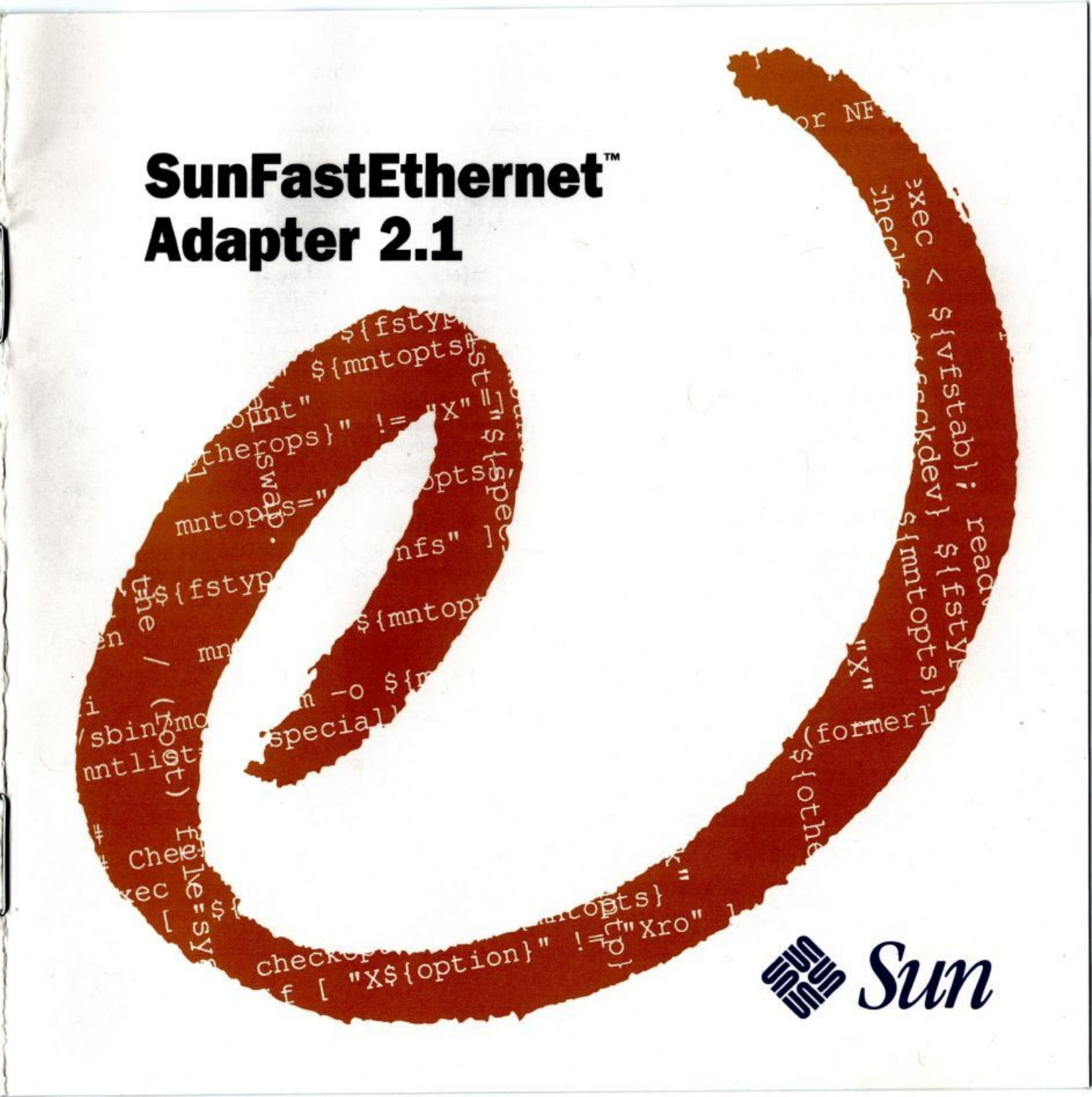# SunFastEthernet™ Adapter 2.1

Sun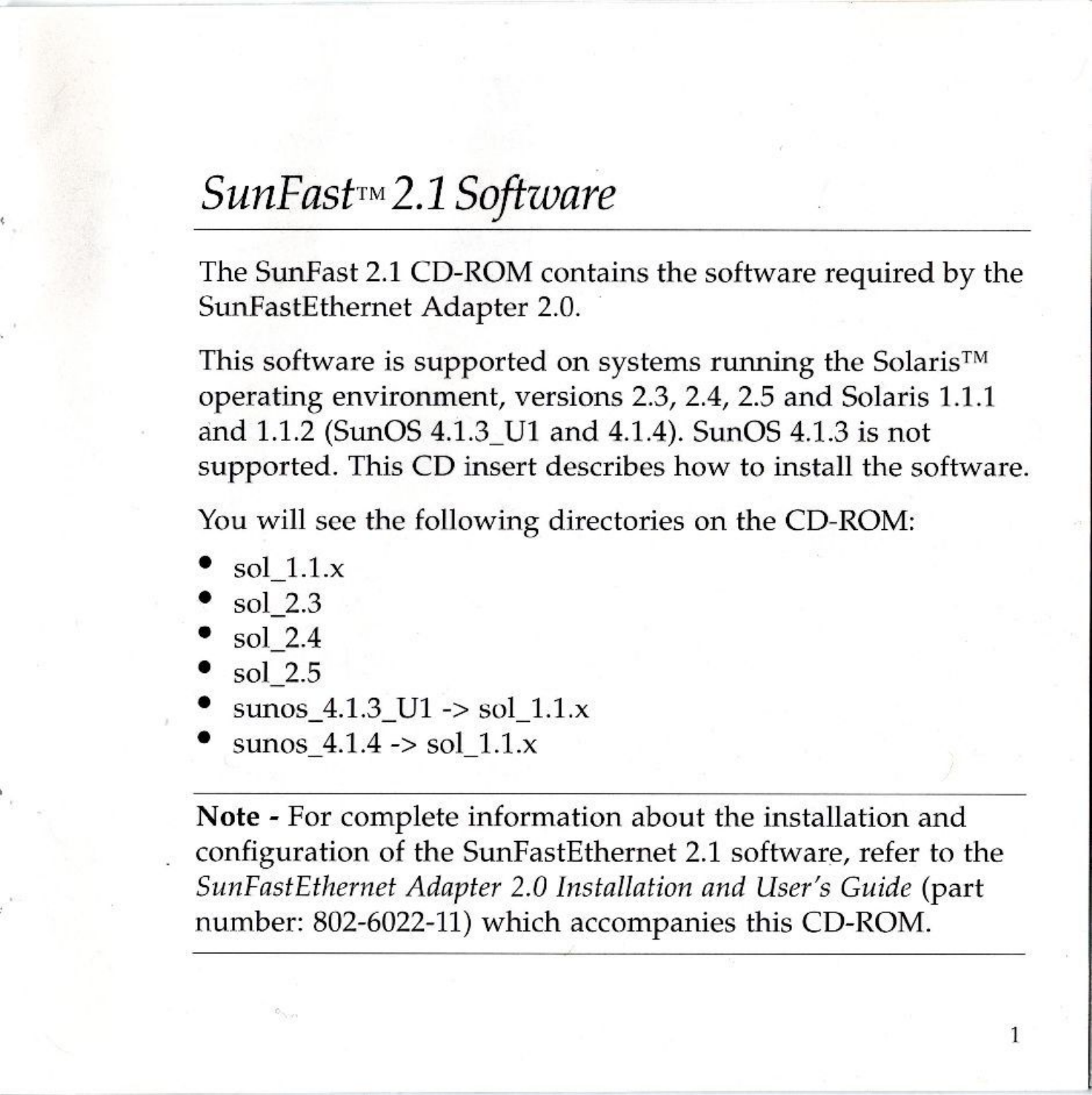# *SunFast™ 2.1 Software*

The SunFast 2.1 CD-ROM contains the software required by the SunFastEthernet Adapter 2.0.

This software is supported on systems running the Solaris™ operating environment, versions 2.3, 2.4, 2.5 and Solaris 1.1.1 and 1.1.2 (SunOS 4.1.3_U1 and 4.1.4). SunOS 4.1.3 is not supported. This CD insert describes how to install the software.

You will see the following directories on the CD-ROM:

- sol_1.1.x
- sol_2.3
- sol_2.4
- sol_2.5
- sunos_4.1.3_U1 -> sol_1.1.x
- sunos_4.1.4 -> sol_1.1.x

---

**Note -** For complete information about the installation and configuration of the SunFastEthernet 2.1 software, refer to the *SunFastEthernet Adapter 2.0 Installation and User's Guide* (part number: 802-6022-11) which accompanies this CD-ROM.

---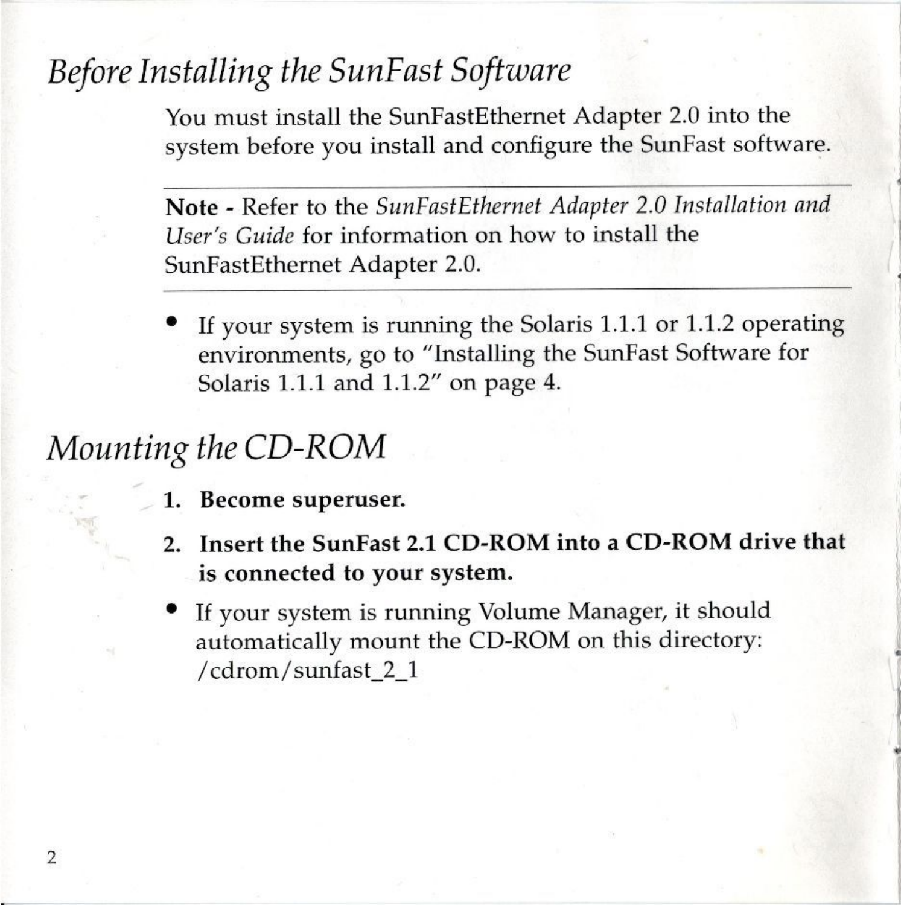## *Before Installing the SunFast Software*

You must install the SunFastEthernet Adapter 2.0 into the system before you install and configure the SunFast software.

---

**Note -** Refer to the *SunFastEthernet Adapter 2.0 Installation and User's Guide* for information on how to install the SunFastEthernet Adapter 2.0.

---

- If your system is running the Solaris 1.1.1 or 1.1.2 operating environments, go to "Installing the SunFast Software for Solaris 1.1.1 and 1.1.2" on page 4.

## *Mounting the CD-ROM*

1. **Become superuser.**
2. **Insert the SunFast 2.1 CD-ROM into a CD-ROM drive that is connected to your system.**

- If your system is running Volume Manager, it should automatically mount the CD-ROM on this directory: /cdrom/sunfast_2_1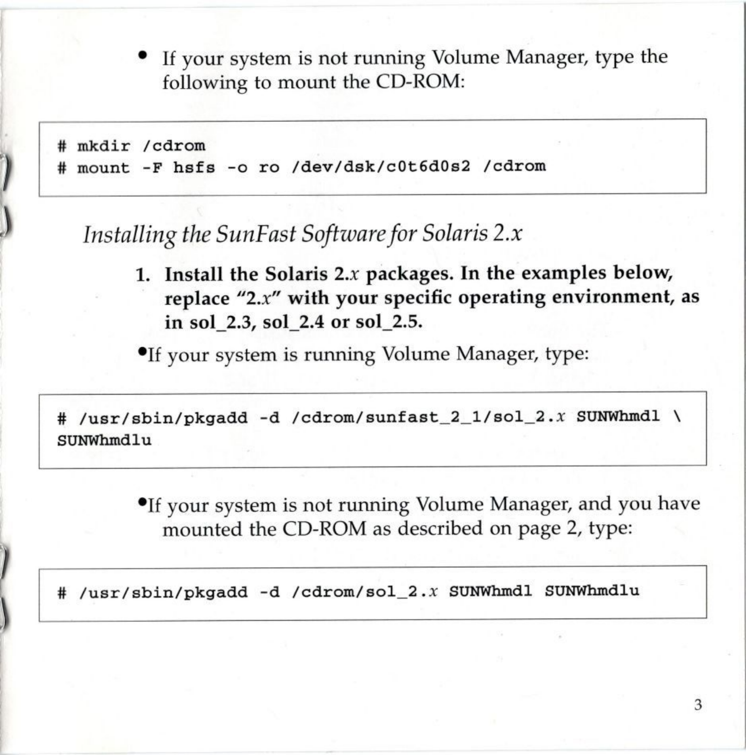- If your system is not running Volume Manager, type the following to mount the CD-ROM:

```
# mkdir /cdrom
# mount -F hsfs -o ro /dev/dsk/c0t6d0s2 /cdrom
```

## *Installing the SunFast Software for Solaris 2.x*

1. **Install the Solaris 2.*x* packages. In the examples below, replace "2.*x*" with your specific operating environment, as in sol_2.3, sol_2.4 or sol_2.5.**

- If your system is running Volume Manager, type:

```
# /usr/sbin/pkgadd -d /cdrom/sunfast_2_1/sol_2.x SUNWhmdl \
SUNWhmdlu
```

- If your system is not running Volume Manager, and you have mounted the CD-ROM as described on page 2, type:

```
# /usr/sbin/pkgadd -d /cdrom/sol_2.x SUNWhmdl SUNWhmdlu
```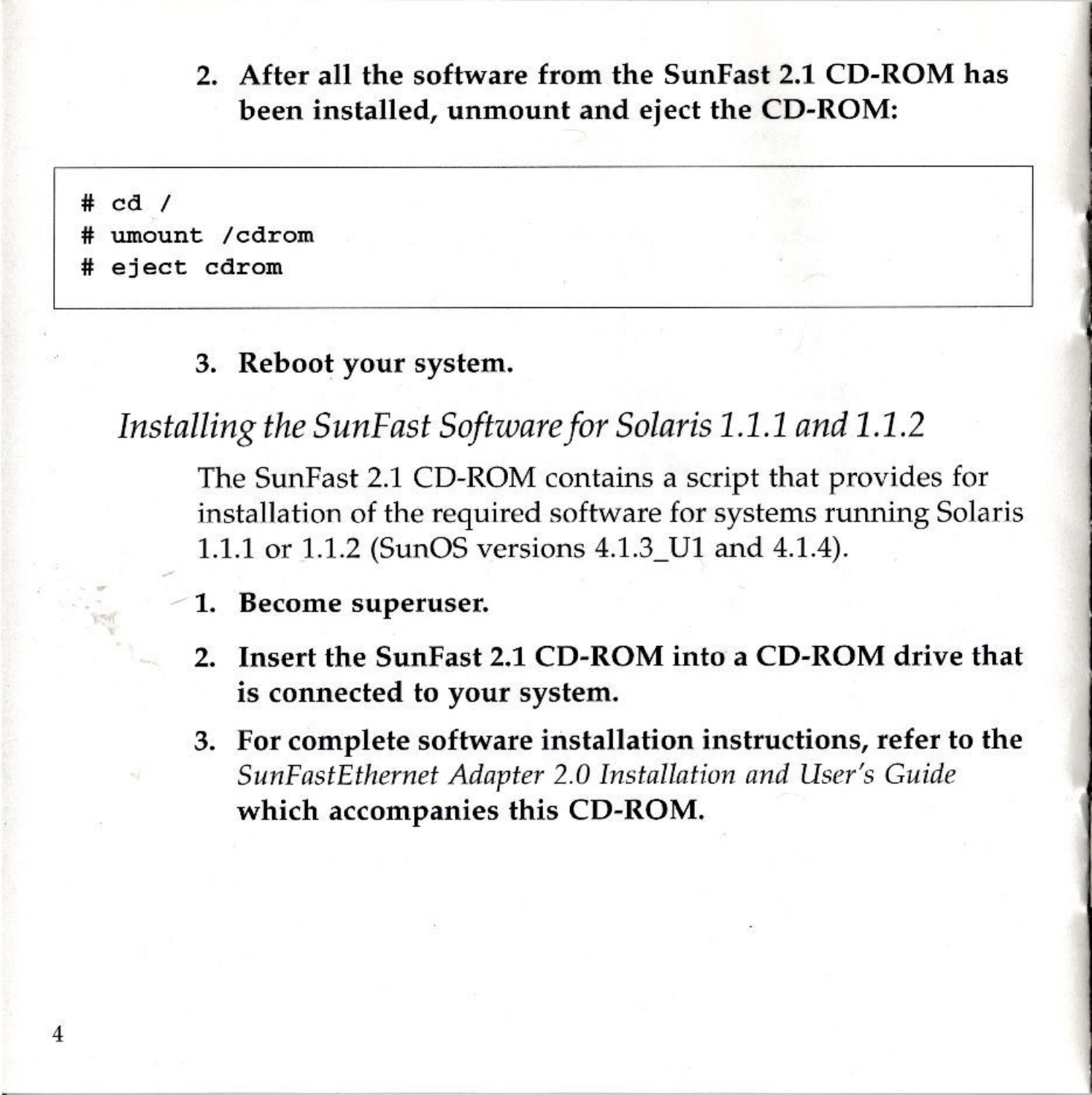2. **After all the software from the SunFast 2.1 CD-ROM has been installed, unmount and eject the CD-ROM:**

```
# cd /
# umount /cdrom
# eject cdrom
```

3. **Reboot your system.**

## *Installing the SunFast Software for Solaris 1.1.1 and 1.1.2*

The SunFast 2.1 CD-ROM contains a script that provides for installation of the required software for systems running Solaris 1.1.1 or 1.1.2 (SunOS versions 4.1.3_U1 and 4.1.4).

1. **Become superuser.**
2. **Insert the SunFast 2.1 CD-ROM into a CD-ROM drive that is connected to your system.**
3. **For complete software installation instructions, refer to the** *SunFastEthernet Adapter 2.0 Installation and User's Guide* **which accompanies this CD-ROM.**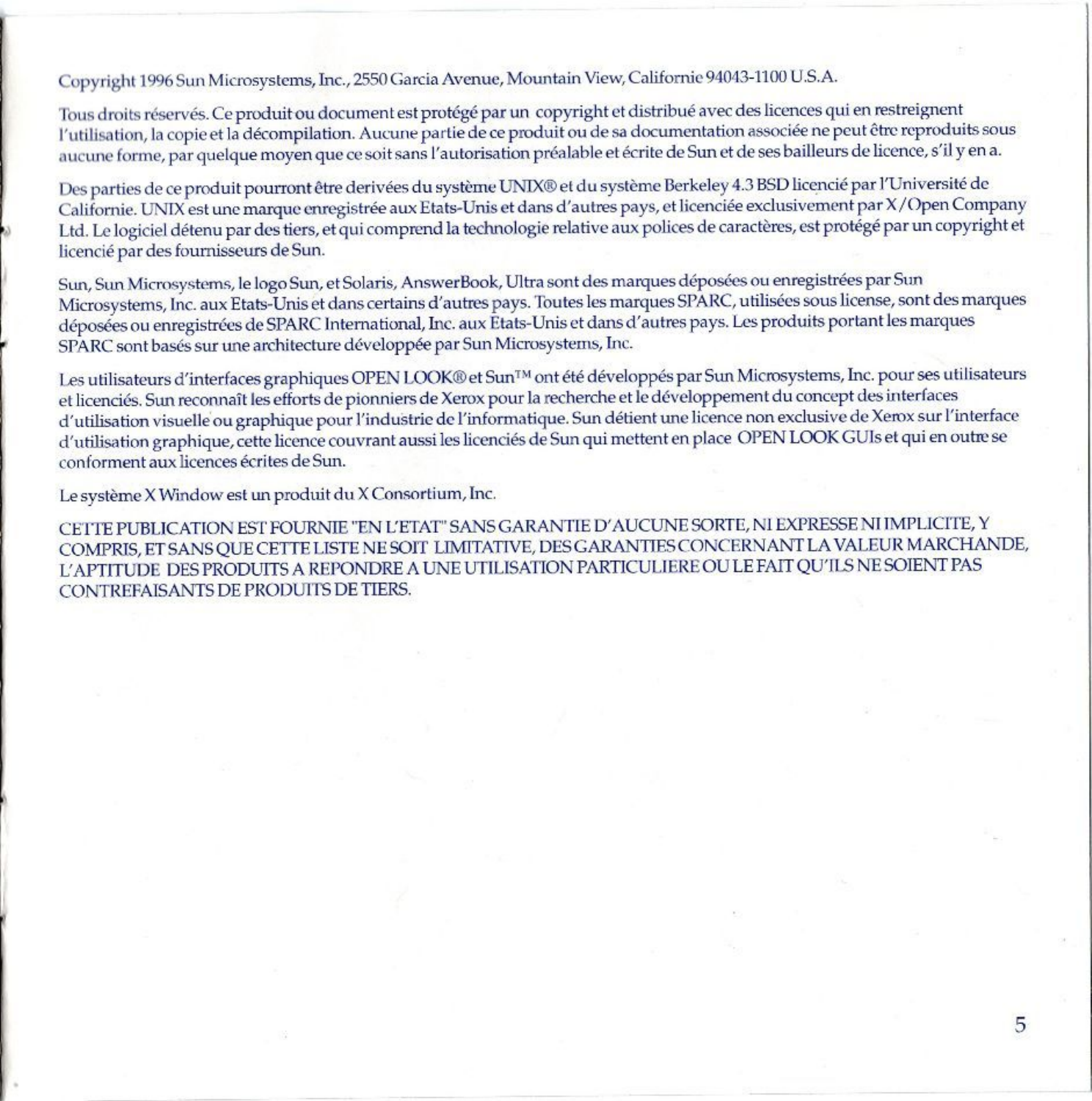Copyright 1996 Sun Microsystems, Inc., 2550 Garcia Avenue, Mountain View, Californie 94043-1100 U.S.A.

Tous droits réservés. Ce produit ou document est protégé par un copyright et distribué avec des licences qui en restreignent l'utilisation, la copie et la décompilation. Aucune partie de ce produit ou de sa documentation associée ne peut être reproduits sous aucune forme, par quelque moyen que ce soit sans l'autorisation préalable et écrite de Sun et de ses bailleurs de licence, s'il y en a.

Des parties de ce produit pourront être derivées du système UNIX® et du système Berkeley 4.3 BSD licencié par l'Université de Californie. UNIX est une marque enregistrée aux Etats-Unis et dans d'autres pays, et licenciée exclusivement par X/Open Company Ltd. Le logiciel détenu par des tiers, et qui comprend la technologie relative aux polices de caractères, est protégé par un copyright et licencié par des fournisseurs de Sun.

Sun, Sun Microsystems, le logo Sun, et Solaris, AnswerBook, Ultra sont des marques déposées ou enregistrées par Sun Microsystems, Inc. aux Etats-Unis et dans certains d'autres pays. Toutes les marques SPARC, utilisées sous license, sont des marques déposées ou enregistrées de SPARC International, Inc. aux Etats-Unis et dans d'autres pays. Les produits portant les marques SPARC sont basés sur une architecture développée par Sun Microsystems, Inc.

Les utilisateurs d'interfaces graphiques OPEN LOOK® et Sun™ ont été développés par Sun Microsystems, Inc. pour ses utilisateurs et licenciés. Sun reconnaît les efforts de pionniers de Xerox pour la recherche et le développement du concept des interfaces d'utilisation visuelle ou graphique pour l'industrie de l'informatique. Sun détient une licence non exclusive de Xerox sur l'interface d'utilisation graphique, cette licence couvrant aussi les licenciés de Sun qui mettent en place OPEN LOOK GUIs et qui en outre se conforment aux licences écrites de Sun.

Le système X Window est un produit du X Consortium, Inc.

CETTE PUBLICATION EST FOURNIE "EN L'ETAT" SANS GARANTIE D'AUCUNE SORTE, NI EXPRESSE NI IMPLICITE, Y COMPRIS, ET SANS QUE CETTE LISTE NE SOIT LIMITATIVE, DES GARANTIES CONCERNANT LA VALEUR MARCHANDE, L'APTITUDE DES PRODUITS A REPONDRE A UNE UTILISATION PARTICULIERE OU LE FAIT QU'ILS NE SOIENT PAS CONTREFAISANTS DE PRODUITS DE TIERS.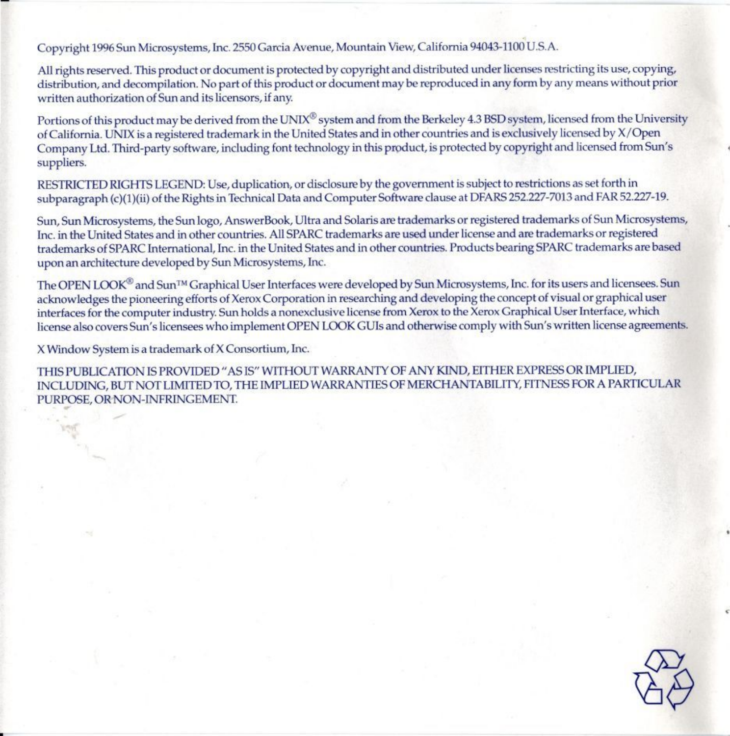Copyright 1996 Sun Microsystems, Inc. 2550 Garcia Avenue, Mountain View, California 94043-1100 U.S.A.

All rights reserved. This product or document is protected by copyright and distributed under licenses restricting its use, copying, distribution, and decompilation. No part of this product or document may be reproduced in any form by any means without prior written authorization of Sun and its licensors, if any.

Portions of this product may be derived from the UNIX® system and from the Berkeley 4.3 BSD system, licensed from the University of California. UNIX is a registered trademark in the United States and in other countries and is exclusively licensed by X/Open Company Ltd. Third-party software, including font technology in this product, is protected by copyright and licensed from Sun's suppliers.

RESTRICTED RIGHTS LEGEND: Use, duplication, or disclosure by the government is subject to restrictions as set forth in subparagraph (c)(1)(ii) of the Rights in Technical Data and Computer Software clause at DFARS 252.227-7013 and FAR 52.227-19.

Sun, Sun Microsystems, the Sun logo, AnswerBook, Ultra and Solaris are trademarks or registered trademarks of Sun Microsystems, Inc. in the United States and in other countries. All SPARC trademarks are used under license and are trademarks or registered trademarks of SPARC International, Inc. in the United States and in other countries. Products bearing SPARC trademarks are based upon an architecture developed by Sun Microsystems, Inc.

The OPEN LOOK® and Sun™ Graphical User Interfaces were developed by Sun Microsystems, Inc. for its users and licensees. Sun acknowledges the pioneering efforts of Xerox Corporation in researching and developing the concept of visual or graphical user interfaces for the computer industry. Sun holds a nonexclusive license from Xerox to the Xerox Graphical User Interface, which license also covers Sun's licensees who implement OPEN LOOK GUIs and otherwise comply with Sun's written license agreements.

X Window System is a trademark of X Consortium, Inc.

THIS PUBLICATION IS PROVIDED "AS IS" WITHOUT WARRANTY OF ANY KIND, EITHER EXPRESS OR IMPLIED, INCLUDING, BUT NOT LIMITED TO, THE IMPLIED WARRANTIES OF MERCHANTABILITY, FITNESS FOR A PARTICULAR PURPOSE, OR NON-INFRINGEMENT.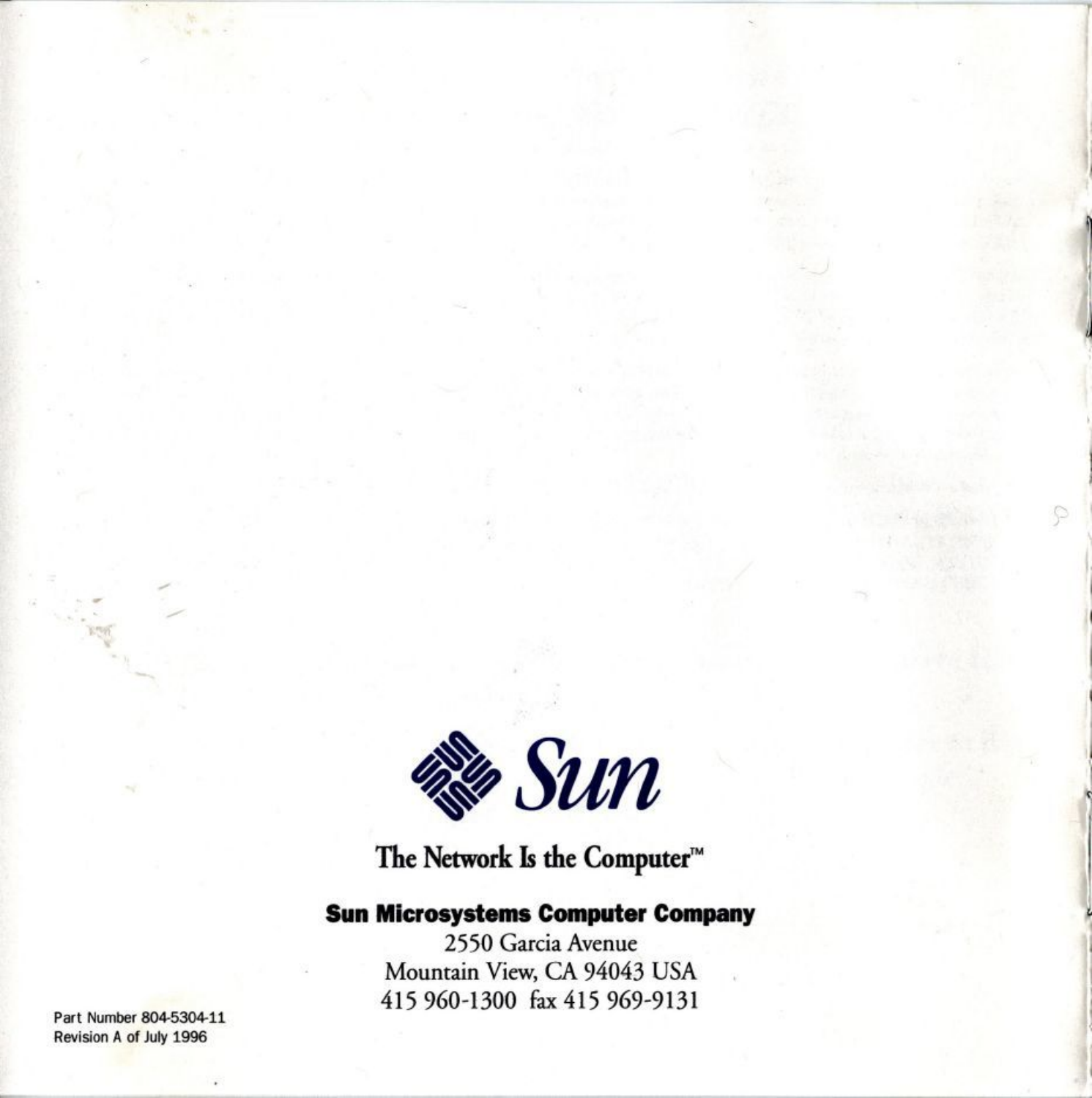Sun

The Network Is the Computer™

**Sun Microsystems Computer Company**

2550 Garcia Avenue
Mountain View, CA 94043 USA
415 960-1300 fax 415 969-9131

Part Number 804-5304-11
Revision A of July 1996